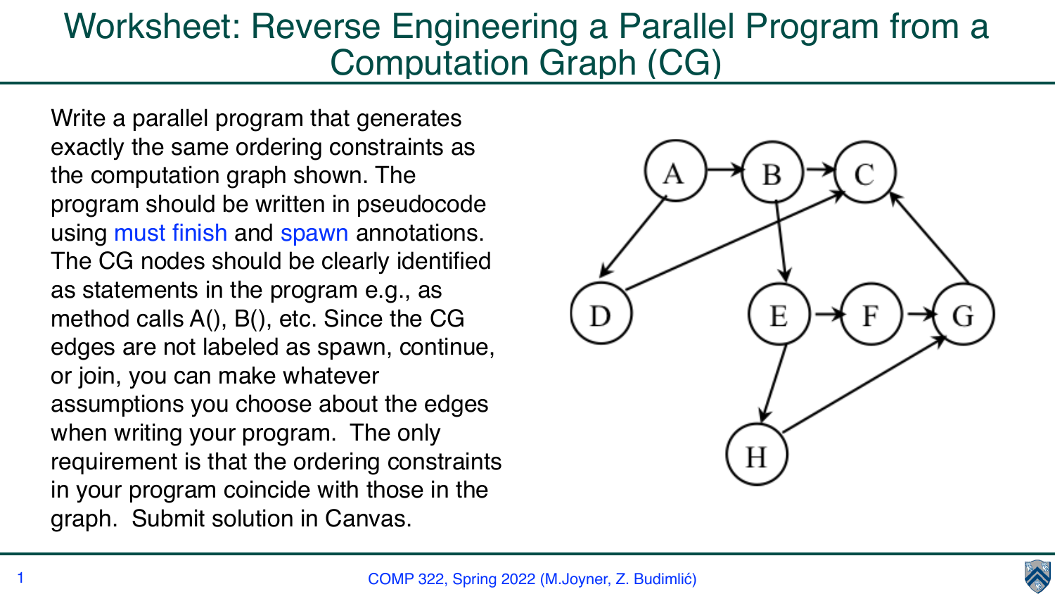# Worksheet: Reverse Engineering a Parallel Program from a Computation Graph (CG)

Write a parallel program that generates exactly the same ordering constraints as the computation graph shown. The program should be written in pseudocode using must finish and spawn annotations. The CG nodes should be clearly identified as statements in the program e.g., as method calls A(), B(), etc. Since the CG edges are not labeled as spawn, continue, or join, you can make whatever assumptions you choose about the edges when writing your program. The only requirement is that the ordering constraints in your program coincide with those in the graph. Submit solution in Canvas.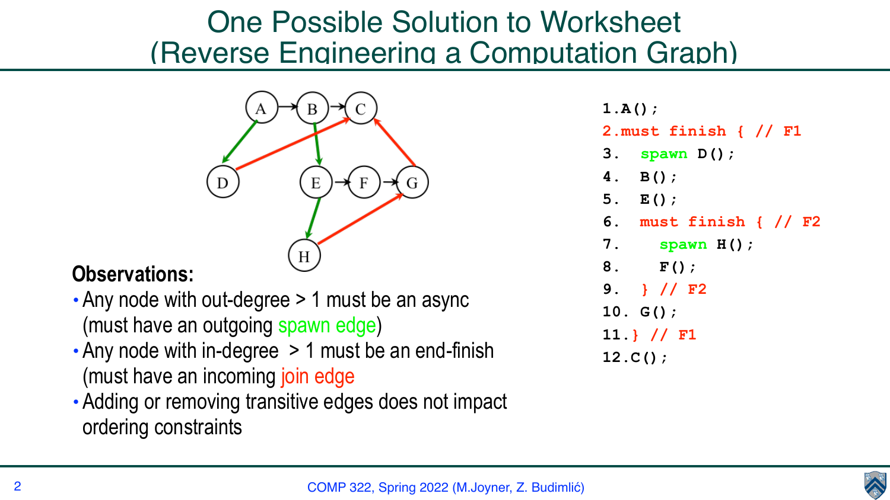# One Possible Solution to Worksheet (Reverse Engineering a Computation Graph)

A
B
C
D
E
F
G
H

**Observations:**

- Any node with out-degree > 1 must be an async (must have an outgoing spawn edge)
- Any node with in-degree > 1 must be an end-finish (must have an incoming join edge)
- Adding or removing transitive edges does not impact ordering constraints

```
1.A();
2.must finish { // F1
3.  spawn D();
4.  B();
5.  E();
6.  must finish { // F2
7.    spawn H();
8.    F();
9.  } // F2
10. G();
11.} // F1
12.C();
```